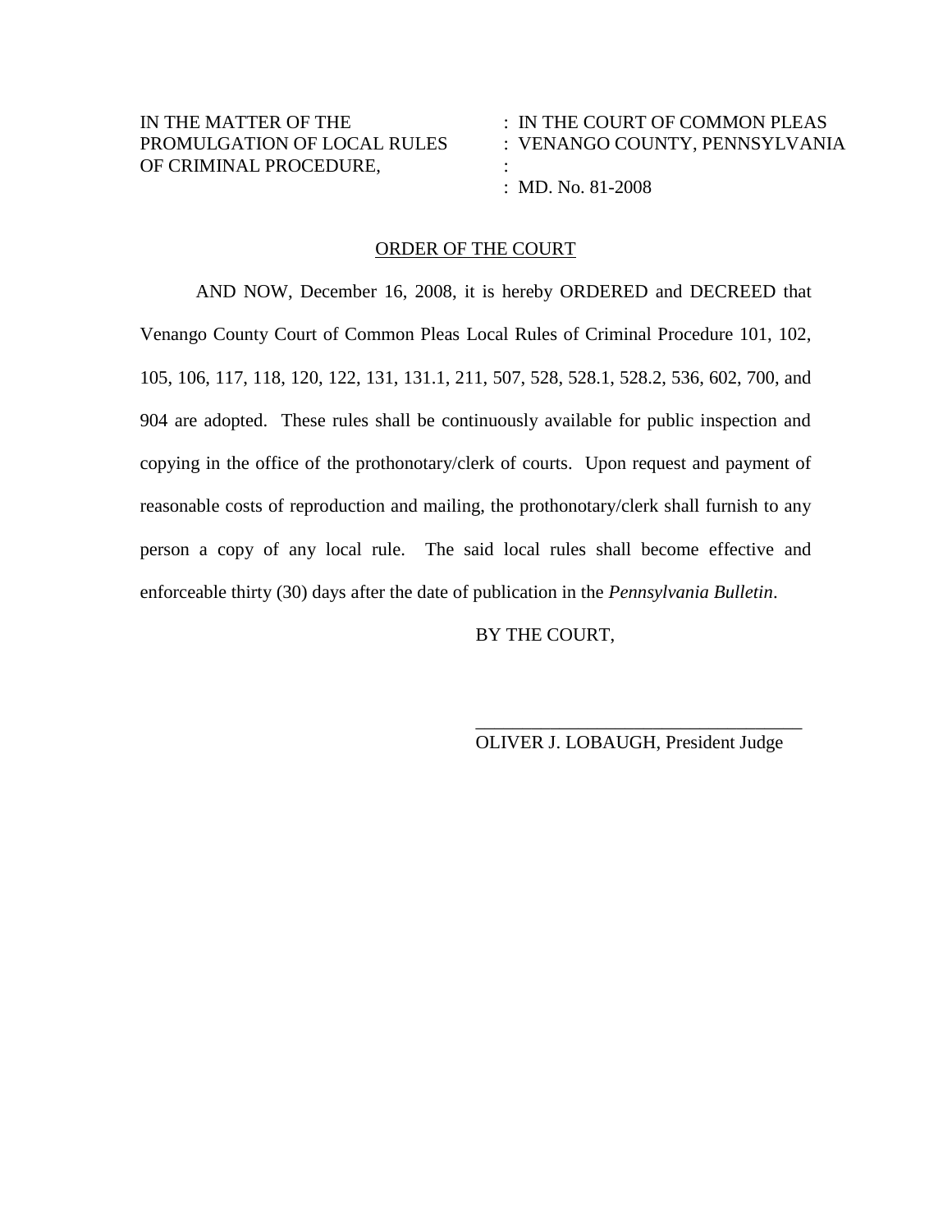IN THE MATTER OF THE PROMULGATION OF LOCAL RULES OF CRIMINAL PROCEDURE, : IN THE COURT OF COMMON PLEAS : VENANGO COUNTY, PENNSYLVANIA : : MD. No. 81-2008

## ORDER OF THE COURT

AND NOW, December 16, 2008, it is hereby ORDERED and DECREED that Venango County Court of Common Pleas Local Rules of Criminal Procedure 101, 102, 105, 106, 117, 118, 120, 122, 131, 131.1, 211, 507, 528, 528.1, 528.2, 536, 602, 700, and 904 are adopted. These rules shall be continuously available for public inspection and copying in the office of the prothonotary/clerk of courts. Upon request and payment of reasonable costs of reproduction and mailing, the prothonotary/clerk shall furnish to any person a copy of any local rule. The said local rules shall become effective and enforceable thirty (30) days after the date of publication in the *Pennsylvania Bulletin*.

BY THE COURT,

\_\_\_\_\_\_\_\_\_\_\_\_\_\_\_\_\_\_\_\_\_\_\_\_\_\_\_\_\_\_\_\_\_\_

OLIVER J. LOBAUGH, President Judge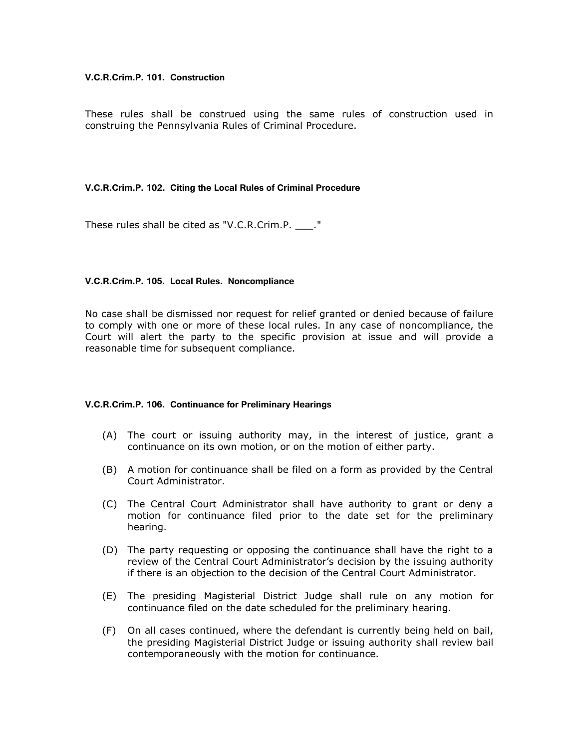**V.C.R.Crim.P. 101. Construction**

These rules shall be construed using the same rules of construction used in construing the Pennsylvania Rules of Criminal Procedure.

**V.C.R.Crim.P. 102. Citing the Local Rules of Criminal Procedure**

These rules shall be cited as "V.C.R.Crim.P. ___."

**V.C.R.Crim.P. 105. Local Rules. Noncompliance**

No case shall be dismissed nor request for relief granted or denied because of failure to comply with one or more of these local rules. In any case of noncompliance, the Court will alert the party to the specific provision at issue and will provide a reasonable time for subsequent compliance.

**V.C.R.Crim.P. 106. Continuance for Preliminary Hearings**

(A) The court or issuing authority may, in the interest of justice, grant a continuance on its own motion, or on the motion of either party.

(B) A motion for continuance shall be filed on a form as provided by the Central Court Administrator.

(C) The Central Court Administrator shall have authority to grant or deny a motion for continuance filed prior to the date set for the preliminary hearing.

(D) The party requesting or opposing the continuance shall have the right to a review of the Central Court Administrator's decision by the issuing authority if there is an objection to the decision of the Central Court Administrator.

(E) The presiding Magisterial District Judge shall rule on any motion for continuance filed on the date scheduled for the preliminary hearing.

(F) On all cases continued, where the defendant is currently being held on bail, the presiding Magisterial District Judge or issuing authority shall review bail contemporaneously with the motion for continuance.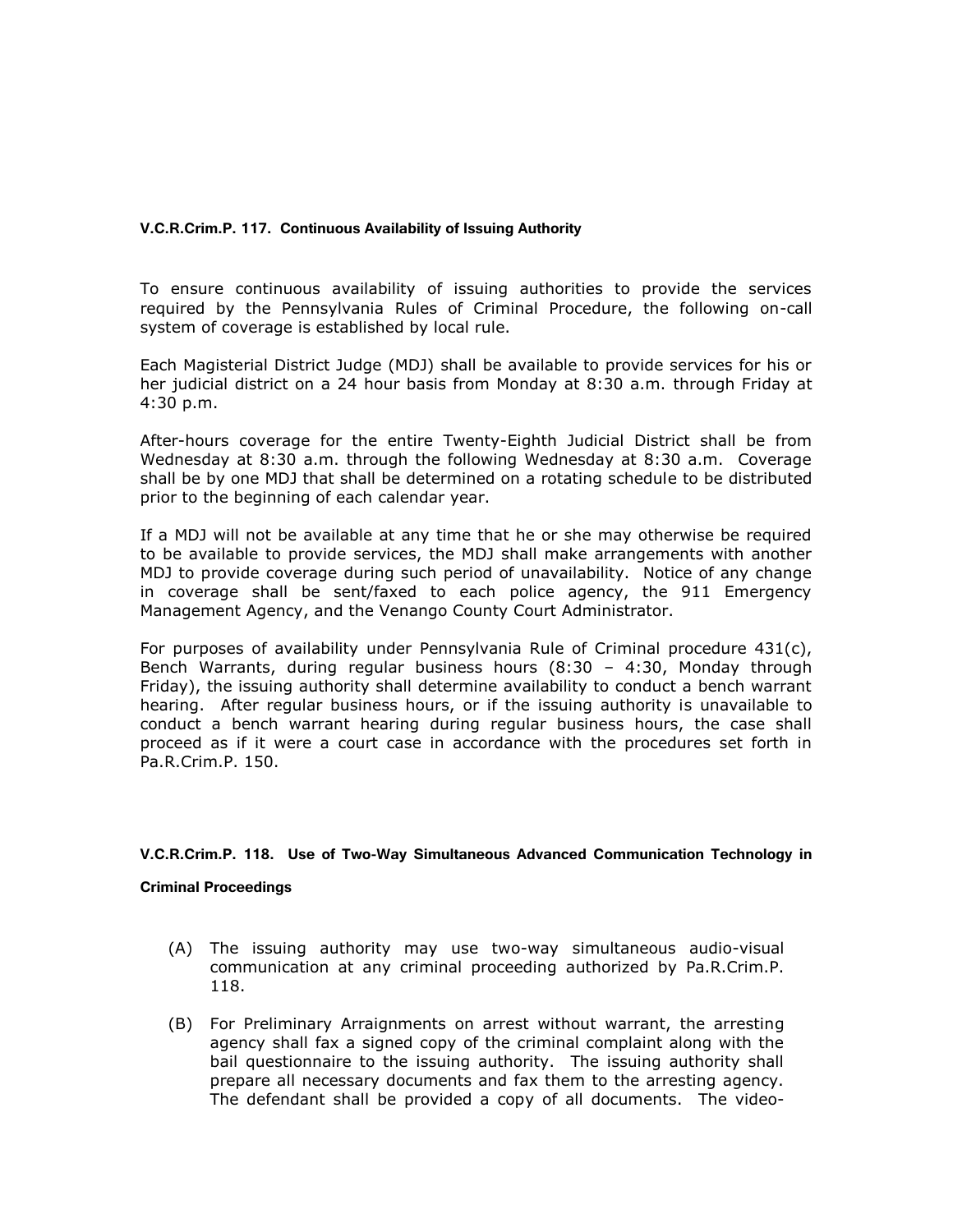### V.C.R.Crim.P. 117. Continuous Availability of Issuing Authority

To ensure continuous availability of issuing authorities to provide the services required by the Pennsylvania Rules of Criminal Procedure, the following on-call system of coverage is established by local rule.

Each Magisterial District Judge (MDJ) shall be available to provide services for his or her judicial district on a 24 hour basis from Monday at 8:30 a.m. through Friday at 4:30 p.m.

After-hours coverage for the entire Twenty-Eighth Judicial District shall be from Wednesday at 8:30 a.m. through the following Wednesday at 8:30 a.m. Coverage shall be by one MDJ that shall be determined on a rotating schedule to be distributed prior to the beginning of each calendar year.

If a MDJ will not be available at any time that he or she may otherwise be required to be available to provide services, the MDJ shall make arrangements with another MDJ to provide coverage during such period of unavailability. Notice of any change in coverage shall be sent/faxed to each police agency, the 911 Emergency Management Agency, and the Venango County Court Administrator.

For purposes of availability under Pennsylvania Rule of Criminal procedure 431(c), Bench Warrants, during regular business hours (8:30 – 4:30, Monday through Friday), the issuing authority shall determine availability to conduct a bench warrant hearing. After regular business hours, or if the issuing authority is unavailable to conduct a bench warrant hearing during regular business hours, the case shall proceed as if it were a court case in accordance with the procedures set forth in Pa.R.Crim.P. 150.

### V.C.R.Crim.P. 118. Use of Two-Way Simultaneous Advanced Communication Technology in Criminal Proceedings

(A) The issuing authority may use two-way simultaneous audio-visual communication at any criminal proceeding authorized by Pa.R.Crim.P. 118.

(B) For Preliminary Arraignments on arrest without warrant, the arresting agency shall fax a signed copy of the criminal complaint along with the bail questionnaire to the issuing authority. The issuing authority shall prepare all necessary documents and fax them to the arresting agency. The defendant shall be provided a copy of all documents. The video-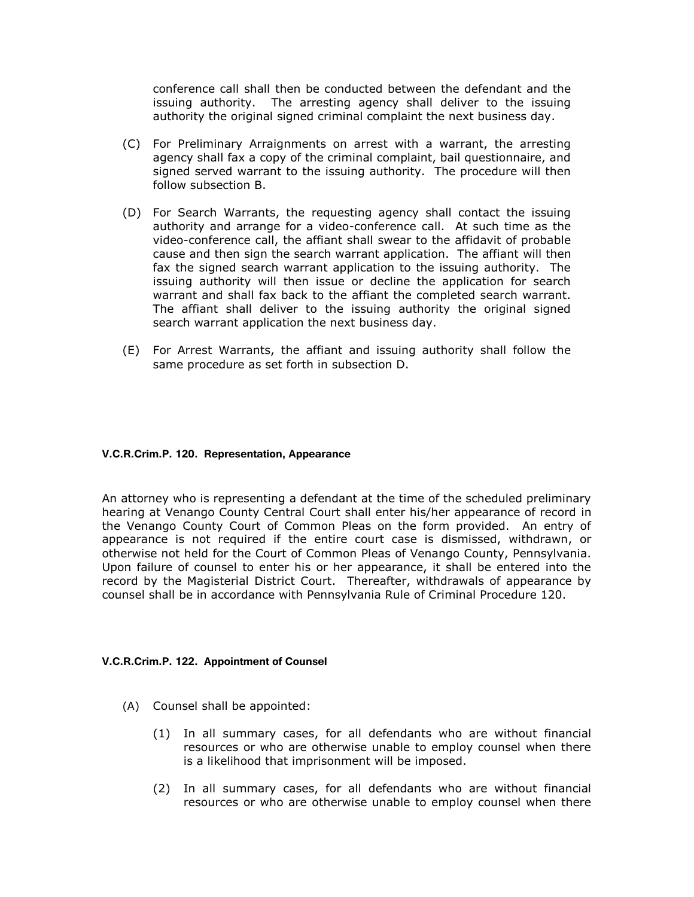conference call shall then be conducted between the defendant and the issuing authority. The arresting agency shall deliver to the issuing authority the original signed criminal complaint the next business day.

(C) For Preliminary Arraignments on arrest with a warrant, the arresting agency shall fax a copy of the criminal complaint, bail questionnaire, and signed served warrant to the issuing authority. The procedure will then follow subsection B.

(D) For Search Warrants, the requesting agency shall contact the issuing authority and arrange for a video-conference call. At such time as the video-conference call, the affiant shall swear to the affidavit of probable cause and then sign the search warrant application. The affiant will then fax the signed search warrant application to the issuing authority. The issuing authority will then issue or decline the application for search warrant and shall fax back to the affiant the completed search warrant. The affiant shall deliver to the issuing authority the original signed search warrant application the next business day.

(E) For Arrest Warrants, the affiant and issuing authority shall follow the same procedure as set forth in subsection D.

#### V.C.R.Crim.P. 120. Representation, Appearance

An attorney who is representing a defendant at the time of the scheduled preliminary hearing at Venango County Central Court shall enter his/her appearance of record in the Venango County Court of Common Pleas on the form provided. An entry of appearance is not required if the entire court case is dismissed, withdrawn, or otherwise not held for the Court of Common Pleas of Venango County, Pennsylvania. Upon failure of counsel to enter his or her appearance, it shall be entered into the record by the Magisterial District Court. Thereafter, withdrawals of appearance by counsel shall be in accordance with Pennsylvania Rule of Criminal Procedure 120.

#### V.C.R.Crim.P. 122. Appointment of Counsel

(A) Counsel shall be appointed:

(1) In all summary cases, for all defendants who are without financial resources or who are otherwise unable to employ counsel when there is a likelihood that imprisonment will be imposed.

(2) In all summary cases, for all defendants who are without financial resources or who are otherwise unable to employ counsel when there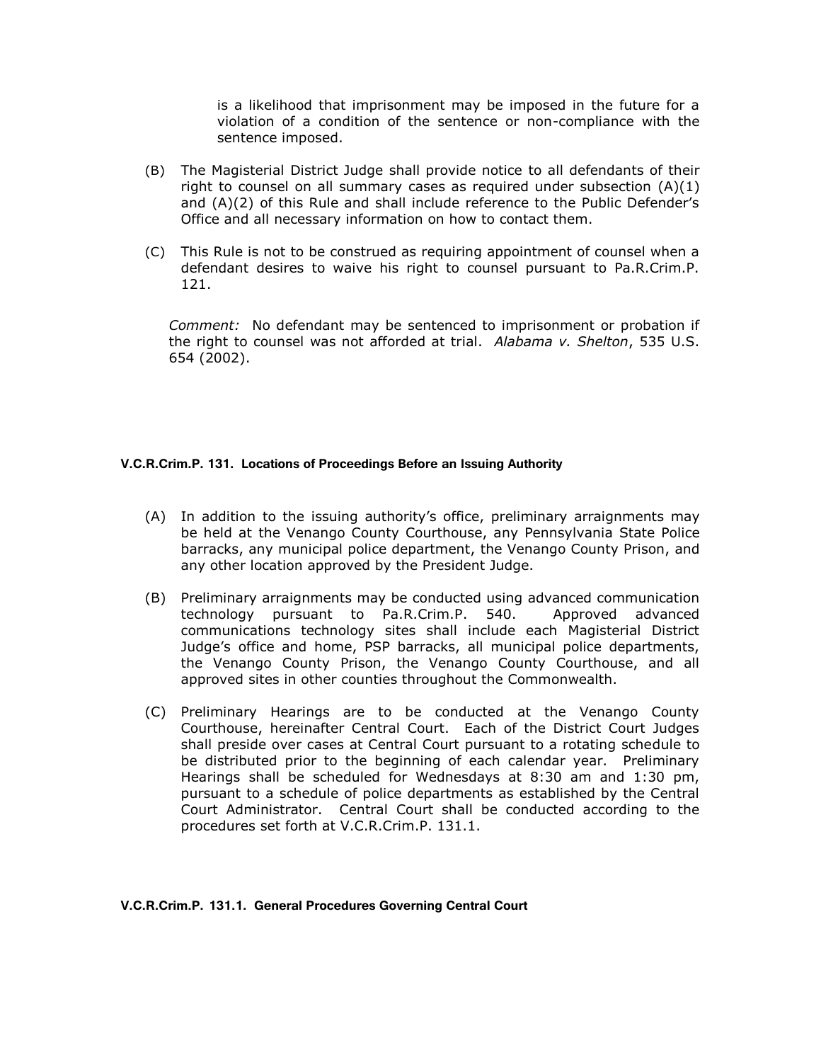is a likelihood that imprisonment may be imposed in the future for a violation of a condition of the sentence or non-compliance with the sentence imposed.

(B) The Magisterial District Judge shall provide notice to all defendants of their right to counsel on all summary cases as required under subsection (A)(1) and (A)(2) of this Rule and shall include reference to the Public Defender's Office and all necessary information on how to contact them.

(C) This Rule is not to be construed as requiring appointment of counsel when a defendant desires to waive his right to counsel pursuant to Pa.R.Crim.P. 121.

*Comment:* No defendant may be sentenced to imprisonment or probation if the right to counsel was not afforded at trial. *Alabama v. Shelton*, 535 U.S. 654 (2002).

**V.C.R.Crim.P. 131. Locations of Proceedings Before an Issuing Authority**

(A) In addition to the issuing authority's office, preliminary arraignments may be held at the Venango County Courthouse, any Pennsylvania State Police barracks, any municipal police department, the Venango County Prison, and any other location approved by the President Judge.

(B) Preliminary arraignments may be conducted using advanced communication technology pursuant to Pa.R.Crim.P. 540. Approved advanced communications technology sites shall include each Magisterial District Judge's office and home, PSP barracks, all municipal police departments, the Venango County Prison, the Venango County Courthouse, and all approved sites in other counties throughout the Commonwealth.

(C) Preliminary Hearings are to be conducted at the Venango County Courthouse, hereinafter Central Court. Each of the District Court Judges shall preside over cases at Central Court pursuant to a rotating schedule to be distributed prior to the beginning of each calendar year. Preliminary Hearings shall be scheduled for Wednesdays at 8:30 am and 1:30 pm, pursuant to a schedule of police departments as established by the Central Court Administrator. Central Court shall be conducted according to the procedures set forth at V.C.R.Crim.P. 131.1.

**V.C.R.Crim.P. 131.1. General Procedures Governing Central Court**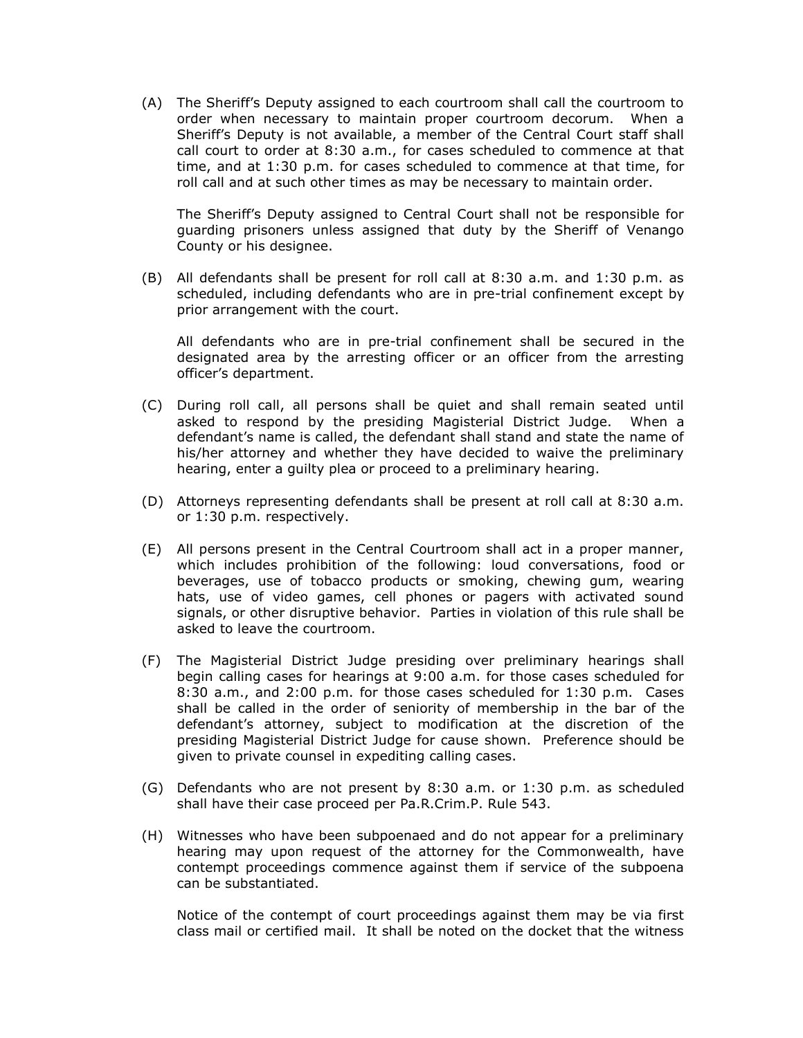(A) The Sheriff's Deputy assigned to each courtroom shall call the courtroom to order when necessary to maintain proper courtroom decorum. When a Sheriff's Deputy is not available, a member of the Central Court staff shall call court to order at 8:30 a.m., for cases scheduled to commence at that time, and at 1:30 p.m. for cases scheduled to commence at that time, for roll call and at such other times as may be necessary to maintain order.

The Sheriff's Deputy assigned to Central Court shall not be responsible for guarding prisoners unless assigned that duty by the Sheriff of Venango County or his designee.

(B) All defendants shall be present for roll call at 8:30 a.m. and 1:30 p.m. as scheduled, including defendants who are in pre-trial confinement except by prior arrangement with the court.

All defendants who are in pre-trial confinement shall be secured in the designated area by the arresting officer or an officer from the arresting officer's department.

(C) During roll call, all persons shall be quiet and shall remain seated until asked to respond by the presiding Magisterial District Judge. When a defendant's name is called, the defendant shall stand and state the name of his/her attorney and whether they have decided to waive the preliminary hearing, enter a guilty plea or proceed to a preliminary hearing.

(D) Attorneys representing defendants shall be present at roll call at 8:30 a.m. or 1:30 p.m. respectively.

(E) All persons present in the Central Courtroom shall act in a proper manner, which includes prohibition of the following: loud conversations, food or beverages, use of tobacco products or smoking, chewing gum, wearing hats, use of video games, cell phones or pagers with activated sound signals, or other disruptive behavior. Parties in violation of this rule shall be asked to leave the courtroom.

(F) The Magisterial District Judge presiding over preliminary hearings shall begin calling cases for hearings at 9:00 a.m. for those cases scheduled for 8:30 a.m., and 2:00 p.m. for those cases scheduled for 1:30 p.m. Cases shall be called in the order of seniority of membership in the bar of the defendant's attorney, subject to modification at the discretion of the presiding Magisterial District Judge for cause shown. Preference should be given to private counsel in expediting calling cases.

(G) Defendants who are not present by 8:30 a.m. or 1:30 p.m. as scheduled shall have their case proceed per Pa.R.Crim.P. Rule 543.

(H) Witnesses who have been subpoenaed and do not appear for a preliminary hearing may upon request of the attorney for the Commonwealth, have contempt proceedings commence against them if service of the subpoena can be substantiated.

Notice of the contempt of court proceedings against them may be via first class mail or certified mail. It shall be noted on the docket that the witness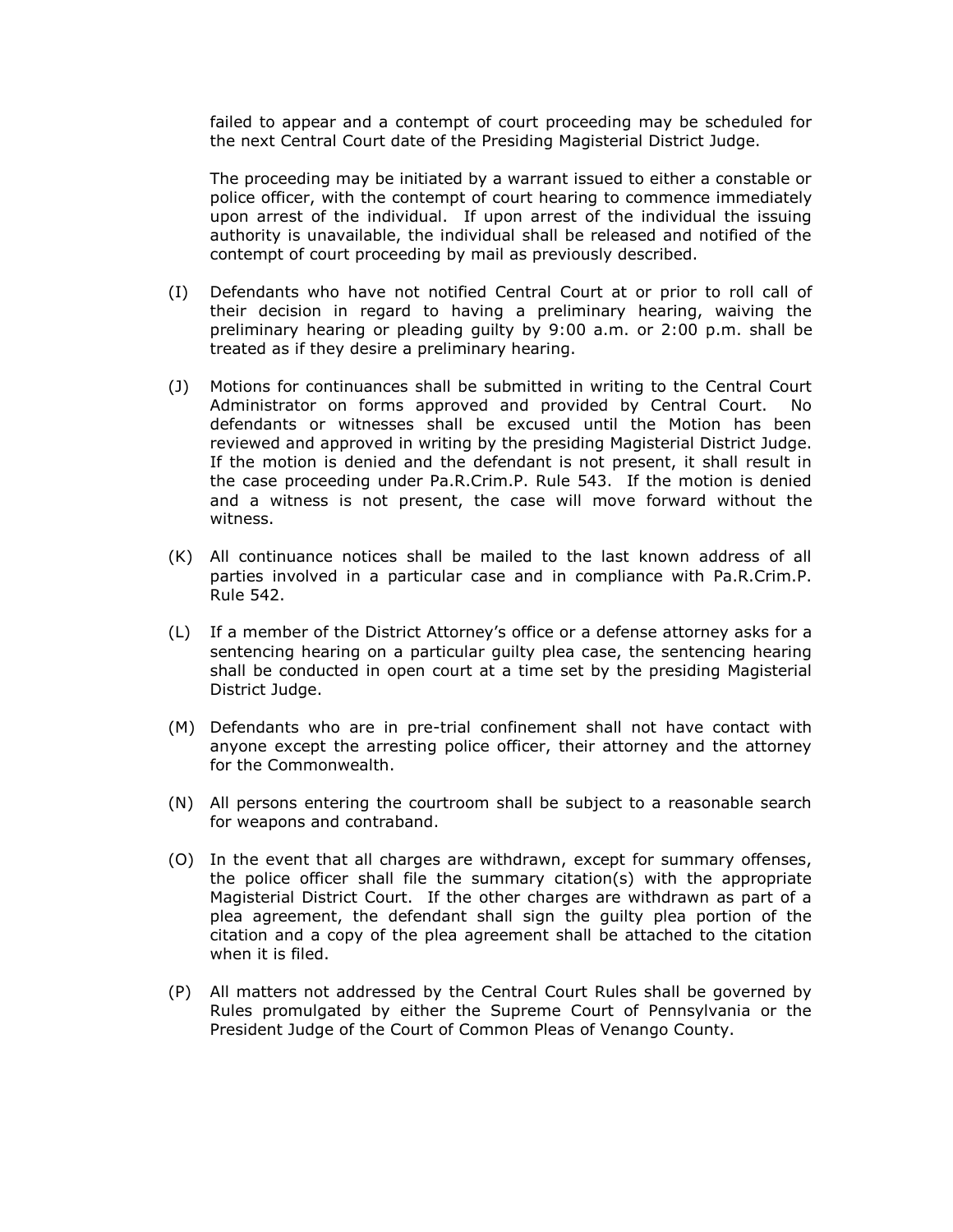failed to appear and a contempt of court proceeding may be scheduled for the next Central Court date of the Presiding Magisterial District Judge.

The proceeding may be initiated by a warrant issued to either a constable or police officer, with the contempt of court hearing to commence immediately upon arrest of the individual. If upon arrest of the individual the issuing authority is unavailable, the individual shall be released and notified of the contempt of court proceeding by mail as previously described.

(I) Defendants who have not notified Central Court at or prior to roll call of their decision in regard to having a preliminary hearing, waiving the preliminary hearing or pleading guilty by 9:00 a.m. or 2:00 p.m. shall be treated as if they desire a preliminary hearing.

(J) Motions for continuances shall be submitted in writing to the Central Court Administrator on forms approved and provided by Central Court. No defendants or witnesses shall be excused until the Motion has been reviewed and approved in writing by the presiding Magisterial District Judge. If the motion is denied and the defendant is not present, it shall result in the case proceeding under Pa.R.Crim.P. Rule 543. If the motion is denied and a witness is not present, the case will move forward without the witness.

(K) All continuance notices shall be mailed to the last known address of all parties involved in a particular case and in compliance with Pa.R.Crim.P. Rule 542.

(L) If a member of the District Attorney's office or a defense attorney asks for a sentencing hearing on a particular guilty plea case, the sentencing hearing shall be conducted in open court at a time set by the presiding Magisterial District Judge.

(M) Defendants who are in pre-trial confinement shall not have contact with anyone except the arresting police officer, their attorney and the attorney for the Commonwealth.

(N) All persons entering the courtroom shall be subject to a reasonable search for weapons and contraband.

(O) In the event that all charges are withdrawn, except for summary offenses, the police officer shall file the summary citation(s) with the appropriate Magisterial District Court. If the other charges are withdrawn as part of a plea agreement, the defendant shall sign the guilty plea portion of the citation and a copy of the plea agreement shall be attached to the citation when it is filed.

(P) All matters not addressed by the Central Court Rules shall be governed by Rules promulgated by either the Supreme Court of Pennsylvania or the President Judge of the Court of Common Pleas of Venango County.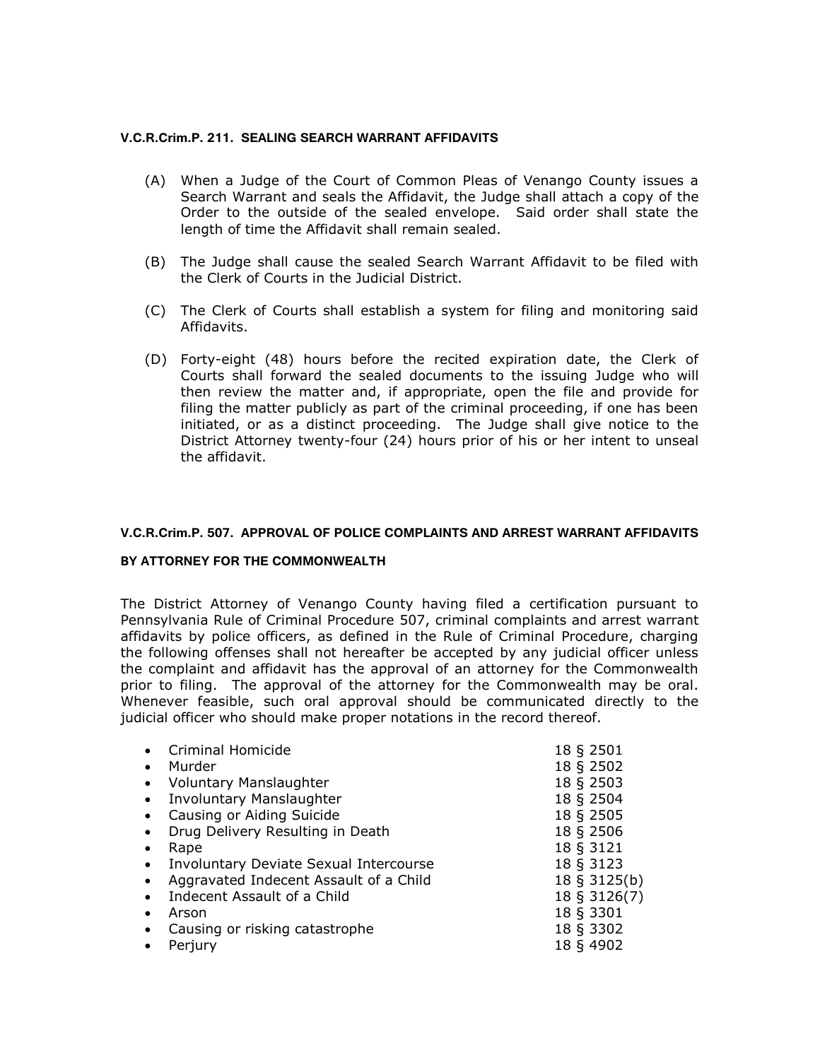**V.C.R.Crim.P. 211. SEALING SEARCH WARRANT AFFIDAVITS**

(A) When a Judge of the Court of Common Pleas of Venango County issues a Search Warrant and seals the Affidavit, the Judge shall attach a copy of the Order to the outside of the sealed envelope. Said order shall state the length of time the Affidavit shall remain sealed.

(B) The Judge shall cause the sealed Search Warrant Affidavit to be filed with the Clerk of Courts in the Judicial District.

(C) The Clerk of Courts shall establish a system for filing and monitoring said Affidavits.

(D) Forty-eight (48) hours before the recited expiration date, the Clerk of Courts shall forward the sealed documents to the issuing Judge who will then review the matter and, if appropriate, open the file and provide for filing the matter publicly as part of the criminal proceeding, if one has been initiated, or as a distinct proceeding. The Judge shall give notice to the District Attorney twenty-four (24) hours prior of his or her intent to unseal the affidavit.

**V.C.R.Crim.P. 507. APPROVAL OF POLICE COMPLAINTS AND ARREST WARRANT AFFIDAVITS BY ATTORNEY FOR THE COMMONWEALTH**

The District Attorney of Venango County having filed a certification pursuant to Pennsylvania Rule of Criminal Procedure 507, criminal complaints and arrest warrant affidavits by police officers, as defined in the Rule of Criminal Procedure, charging the following offenses shall not hereafter be accepted by any judicial officer unless the complaint and affidavit has the approval of an attorney for the Commonwealth prior to filing. The approval of the attorney for the Commonwealth may be oral. Whenever feasible, such oral approval should be communicated directly to the judicial officer who should make proper notations in the record thereof.

- Criminal Homicide — 18 § 2501
- Murder — 18 § 2502
- Voluntary Manslaughter — 18 § 2503
- Involuntary Manslaughter — 18 § 2504
- Causing or Aiding Suicide — 18 § 2505
- Drug Delivery Resulting in Death — 18 § 2506
- Rape — 18 § 3121
- Involuntary Deviate Sexual Intercourse — 18 § 3123
- Aggravated Indecent Assault of a Child — 18 § 3125(b)
- Indecent Assault of a Child — 18 § 3126(7)
- Arson — 18 § 3301
- Causing or risking catastrophe — 18 § 3302
- Perjury — 18 § 4902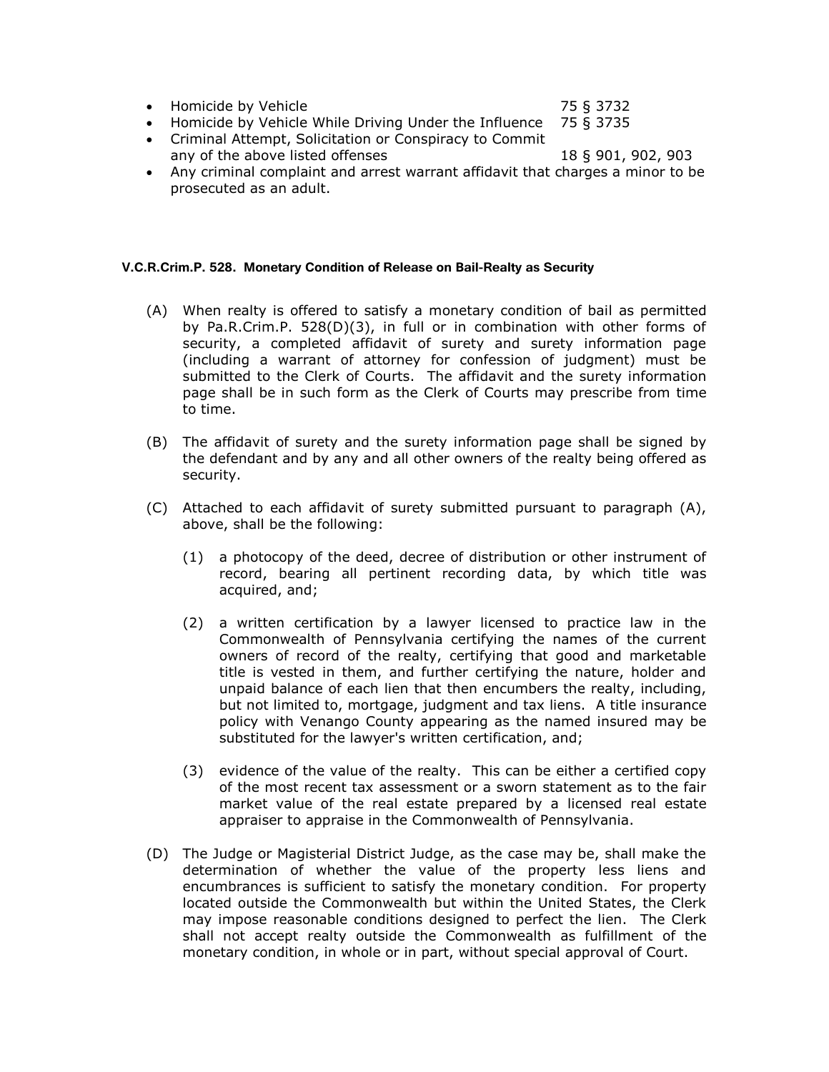- Homicide by Vehicle 75 § 3732
- Homicide by Vehicle While Driving Under the Influence 75 § 3735
- Criminal Attempt, Solicitation or Conspiracy to Commit any of the above listed offenses 18 § 901, 902, 903
- Any criminal complaint and arrest warrant affidavit that charges a minor to be prosecuted as an adult.

**V.C.R.Crim.P. 528. Monetary Condition of Release on Bail-Realty as Security**

(A) When realty is offered to satisfy a monetary condition of bail as permitted by Pa.R.Crim.P. 528(D)(3), in full or in combination with other forms of security, a completed affidavit of surety and surety information page (including a warrant of attorney for confession of judgment) must be submitted to the Clerk of Courts. The affidavit and the surety information page shall be in such form as the Clerk of Courts may prescribe from time to time.

(B) The affidavit of surety and the surety information page shall be signed by the defendant and by any and all other owners of the realty being offered as security.

(C) Attached to each affidavit of surety submitted pursuant to paragraph (A), above, shall be the following:

(1) a photocopy of the deed, decree of distribution or other instrument of record, bearing all pertinent recording data, by which title was acquired, and;

(2) a written certification by a lawyer licensed to practice law in the Commonwealth of Pennsylvania certifying the names of the current owners of record of the realty, certifying that good and marketable title is vested in them, and further certifying the nature, holder and unpaid balance of each lien that then encumbers the realty, including, but not limited to, mortgage, judgment and tax liens. A title insurance policy with Venango County appearing as the named insured may be substituted for the lawyer's written certification, and;

(3) evidence of the value of the realty. This can be either a certified copy of the most recent tax assessment or a sworn statement as to the fair market value of the real estate prepared by a licensed real estate appraiser to appraise in the Commonwealth of Pennsylvania.

(D) The Judge or Magisterial District Judge, as the case may be, shall make the determination of whether the value of the property less liens and encumbrances is sufficient to satisfy the monetary condition. For property located outside the Commonwealth but within the United States, the Clerk may impose reasonable conditions designed to perfect the lien. The Clerk shall not accept realty outside the Commonwealth as fulfillment of the monetary condition, in whole or in part, without special approval of Court.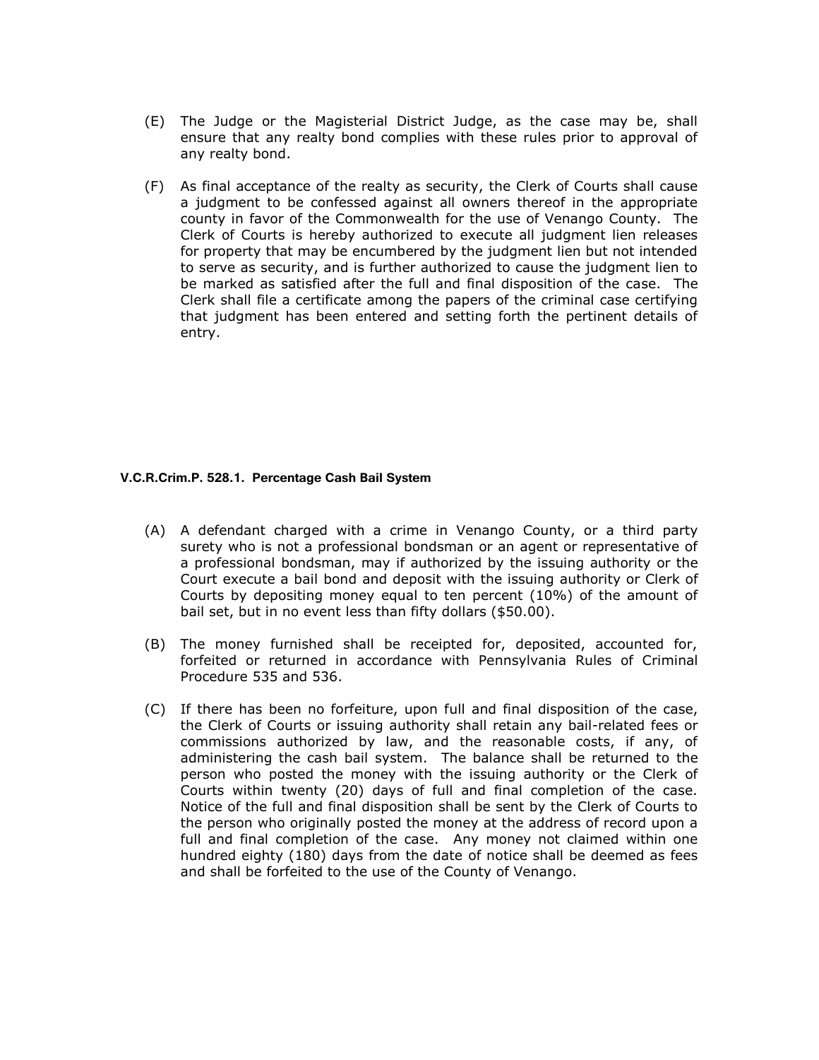(E) The Judge or the Magisterial District Judge, as the case may be, shall ensure that any realty bond complies with these rules prior to approval of any realty bond.

(F) As final acceptance of the realty as security, the Clerk of Courts shall cause a judgment to be confessed against all owners thereof in the appropriate county in favor of the Commonwealth for the use of Venango County. The Clerk of Courts is hereby authorized to execute all judgment lien releases for property that may be encumbered by the judgment lien but not intended to serve as security, and is further authorized to cause the judgment lien to be marked as satisfied after the full and final disposition of the case. The Clerk shall file a certificate among the papers of the criminal case certifying that judgment has been entered and setting forth the pertinent details of entry.

#### V.C.R.Crim.P. 528.1. Percentage Cash Bail System

(A) A defendant charged with a crime in Venango County, or a third party surety who is not a professional bondsman or an agent or representative of a professional bondsman, may if authorized by the issuing authority or the Court execute a bail bond and deposit with the issuing authority or Clerk of Courts by depositing money equal to ten percent (10%) of the amount of bail set, but in no event less than fifty dollars ($50.00).

(B) The money furnished shall be receipted for, deposited, accounted for, forfeited or returned in accordance with Pennsylvania Rules of Criminal Procedure 535 and 536.

(C) If there has been no forfeiture, upon full and final disposition of the case, the Clerk of Courts or issuing authority shall retain any bail-related fees or commissions authorized by law, and the reasonable costs, if any, of administering the cash bail system. The balance shall be returned to the person who posted the money with the issuing authority or the Clerk of Courts within twenty (20) days of full and final completion of the case. Notice of the full and final disposition shall be sent by the Clerk of Courts to the person who originally posted the money at the address of record upon a full and final completion of the case. Any money not claimed within one hundred eighty (180) days from the date of notice shall be deemed as fees and shall be forfeited to the use of the County of Venango.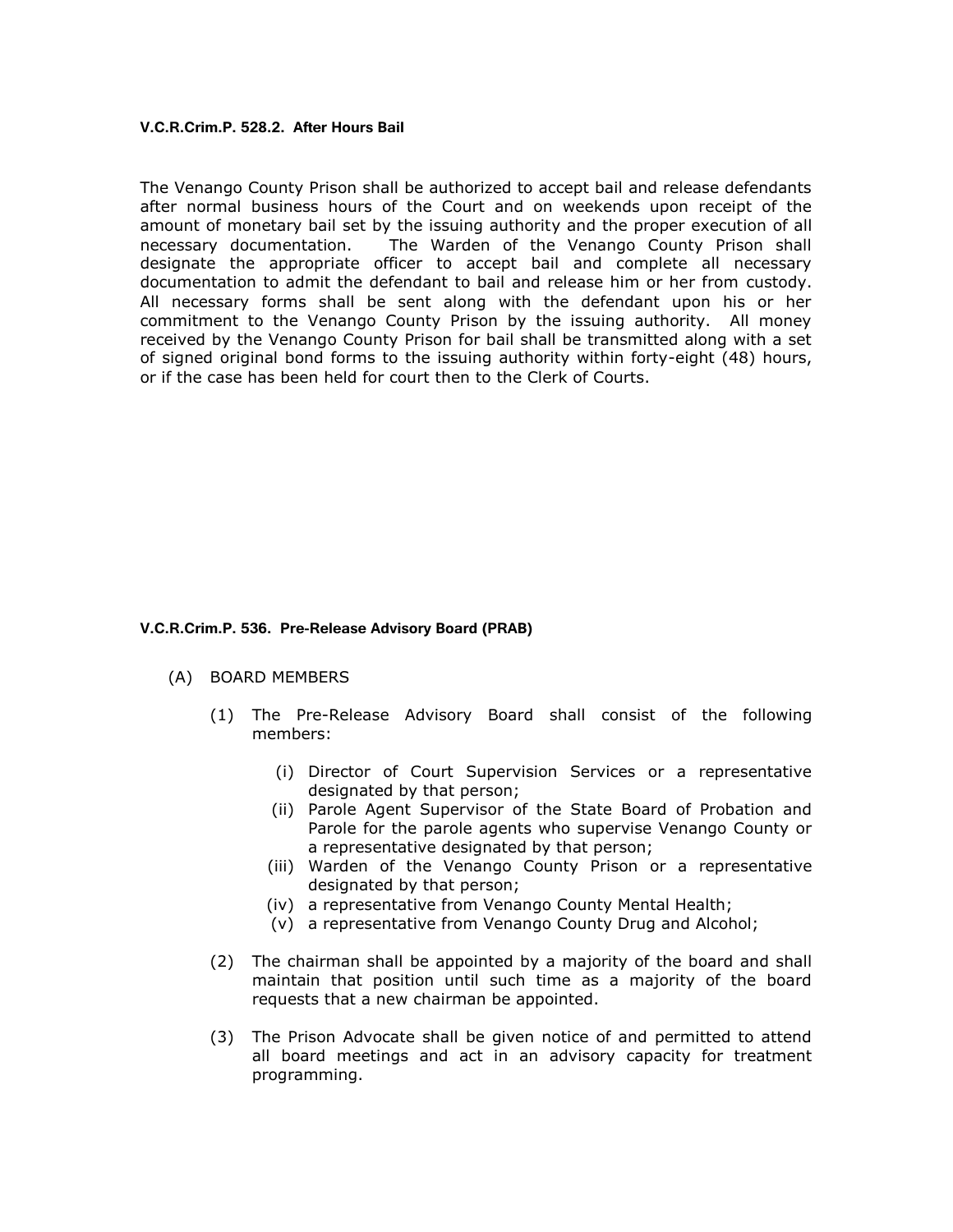### V.C.R.Crim.P. 528.2. After Hours Bail

The Venango County Prison shall be authorized to accept bail and release defendants after normal business hours of the Court and on weekends upon receipt of the amount of monetary bail set by the issuing authority and the proper execution of all necessary documentation. The Warden of the Venango County Prison shall designate the appropriate officer to accept bail and complete all necessary documentation to admit the defendant to bail and release him or her from custody. All necessary forms shall be sent along with the defendant upon his or her commitment to the Venango County Prison by the issuing authority. All money received by the Venango County Prison for bail shall be transmitted along with a set of signed original bond forms to the issuing authority within forty-eight (48) hours, or if the case has been held for court then to the Clerk of Courts.

### V.C.R.Crim.P. 536. Pre-Release Advisory Board (PRAB)

(A) BOARD MEMBERS

(1) The Pre-Release Advisory Board shall consist of the following members:

(i) Director of Court Supervision Services or a representative designated by that person;

(ii) Parole Agent Supervisor of the State Board of Probation and Parole for the parole agents who supervise Venango County or a representative designated by that person;

(iii) Warden of the Venango County Prison or a representative designated by that person;

(iv) a representative from Venango County Mental Health;

(v) a representative from Venango County Drug and Alcohol;

(2) The chairman shall be appointed by a majority of the board and shall maintain that position until such time as a majority of the board requests that a new chairman be appointed.

(3) The Prison Advocate shall be given notice of and permitted to attend all board meetings and act in an advisory capacity for treatment programming.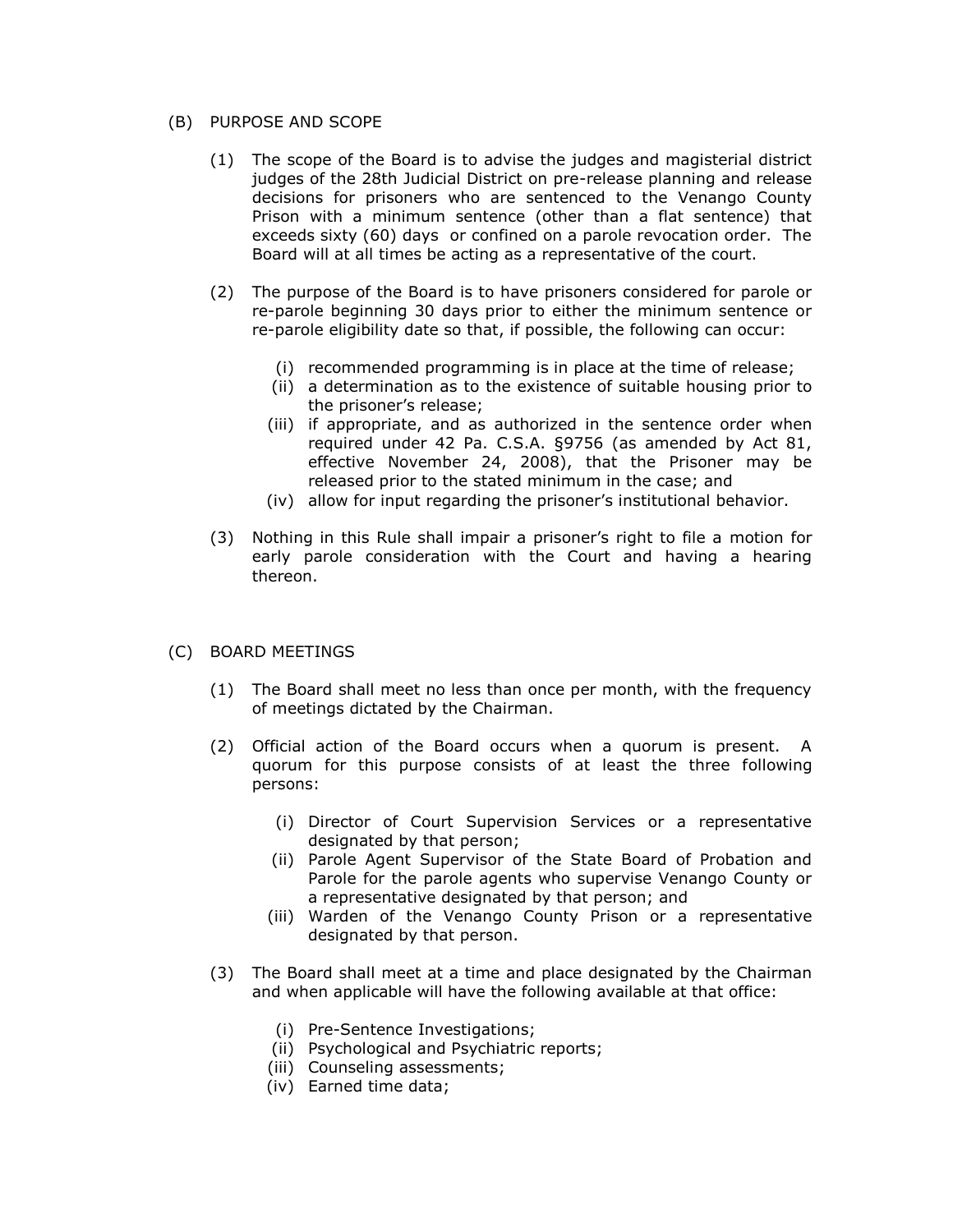(B) PURPOSE AND SCOPE

(1) The scope of the Board is to advise the judges and magisterial district judges of the 28th Judicial District on pre-release planning and release decisions for prisoners who are sentenced to the Venango County Prison with a minimum sentence (other than a flat sentence) that exceeds sixty (60) days or confined on a parole revocation order. The Board will at all times be acting as a representative of the court.

(2) The purpose of the Board is to have prisoners considered for parole or re-parole beginning 30 days prior to either the minimum sentence or re-parole eligibility date so that, if possible, the following can occur:

(i) recommended programming is in place at the time of release;
(ii) a determination as to the existence of suitable housing prior to the prisoner's release;
(iii) if appropriate, and as authorized in the sentence order when required under 42 Pa. C.S.A. §9756 (as amended by Act 81, effective November 24, 2008), that the Prisoner may be released prior to the stated minimum in the case; and
(iv) allow for input regarding the prisoner's institutional behavior.

(3) Nothing in this Rule shall impair a prisoner's right to file a motion for early parole consideration with the Court and having a hearing thereon.

(C) BOARD MEETINGS

(1) The Board shall meet no less than once per month, with the frequency of meetings dictated by the Chairman.

(2) Official action of the Board occurs when a quorum is present. A quorum for this purpose consists of at least the three following persons:

(i) Director of Court Supervision Services or a representative designated by that person;
(ii) Parole Agent Supervisor of the State Board of Probation and Parole for the parole agents who supervise Venango County or a representative designated by that person; and
(iii) Warden of the Venango County Prison or a representative designated by that person.

(3) The Board shall meet at a time and place designated by the Chairman and when applicable will have the following available at that office:

(i) Pre-Sentence Investigations;
(ii) Psychological and Psychiatric reports;
(iii) Counseling assessments;
(iv) Earned time data;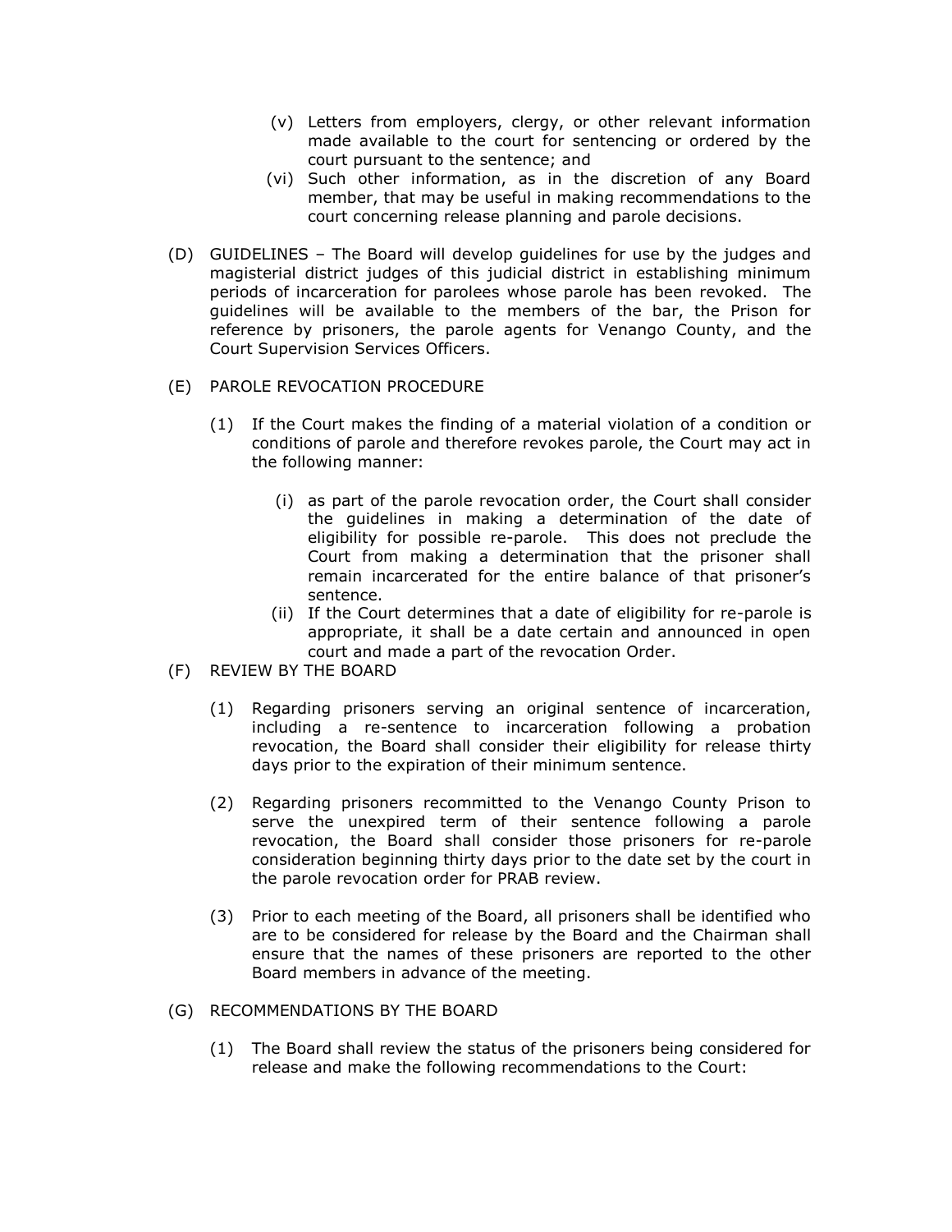(v) Letters from employers, clergy, or other relevant information made available to the court for sentencing or ordered by the court pursuant to the sentence; and

(vi) Such other information, as in the discretion of any Board member, that may be useful in making recommendations to the court concerning release planning and parole decisions.

(D) GUIDELINES – The Board will develop guidelines for use by the judges and magisterial district judges of this judicial district in establishing minimum periods of incarceration for parolees whose parole has been revoked. The guidelines will be available to the members of the bar, the Prison for reference by prisoners, the parole agents for Venango County, and the Court Supervision Services Officers.

(E) PAROLE REVOCATION PROCEDURE

(1) If the Court makes the finding of a material violation of a condition or conditions of parole and therefore revokes parole, the Court may act in the following manner:

(i) as part of the parole revocation order, the Court shall consider the guidelines in making a determination of the date of eligibility for possible re-parole. This does not preclude the Court from making a determination that the prisoner shall remain incarcerated for the entire balance of that prisoner's sentence.

(ii) If the Court determines that a date of eligibility for re-parole is appropriate, it shall be a date certain and announced in open court and made a part of the revocation Order.

(F) REVIEW BY THE BOARD

(1) Regarding prisoners serving an original sentence of incarceration, including a re-sentence to incarceration following a probation revocation, the Board shall consider their eligibility for release thirty days prior to the expiration of their minimum sentence.

(2) Regarding prisoners recommitted to the Venango County Prison to serve the unexpired term of their sentence following a parole revocation, the Board shall consider those prisoners for re-parole consideration beginning thirty days prior to the date set by the court in the parole revocation order for PRAB review.

(3) Prior to each meeting of the Board, all prisoners shall be identified who are to be considered for release by the Board and the Chairman shall ensure that the names of these prisoners are reported to the other Board members in advance of the meeting.

(G) RECOMMENDATIONS BY THE BOARD

(1) The Board shall review the status of the prisoners being considered for release and make the following recommendations to the Court: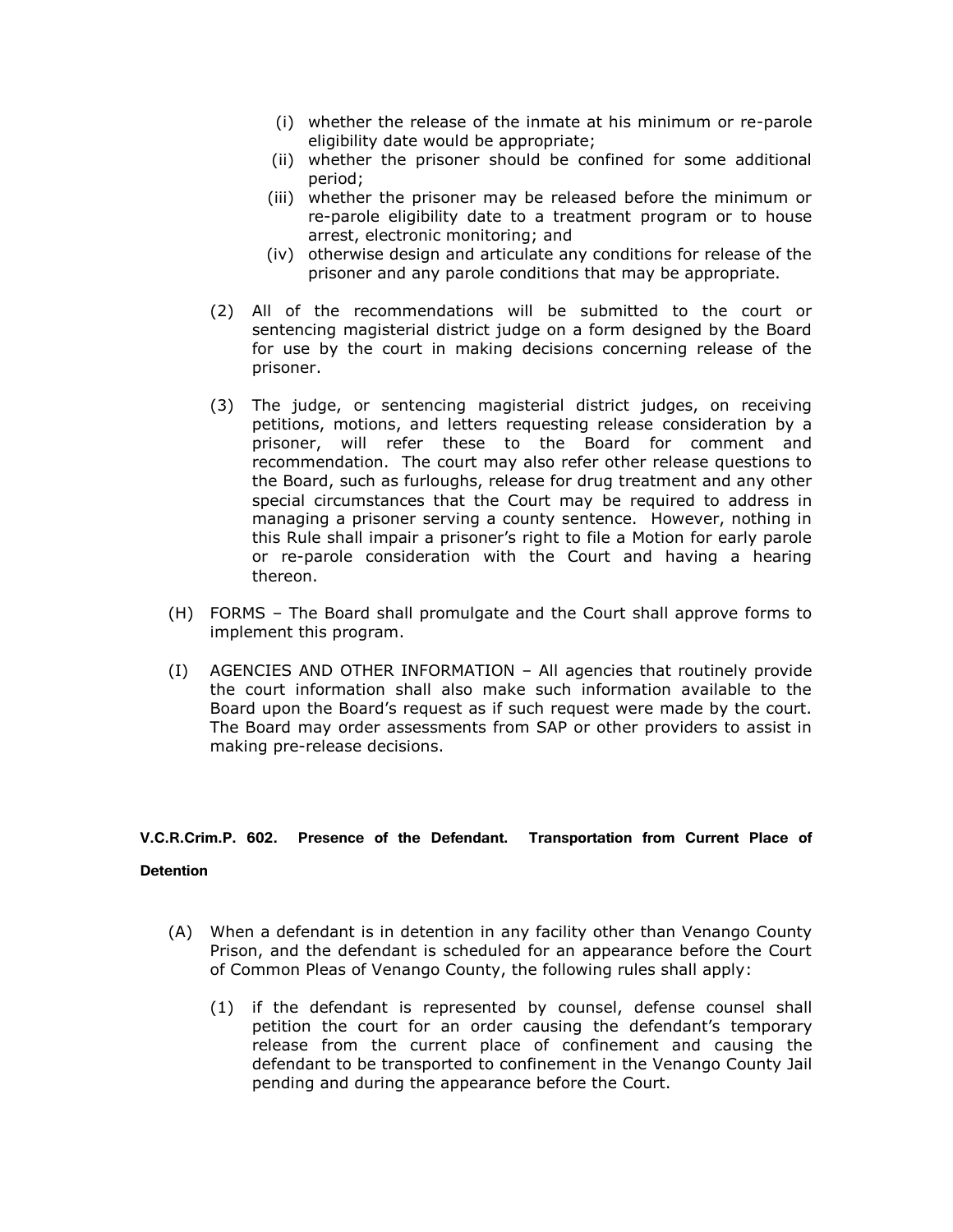- (i) whether the release of the inmate at his minimum or re-parole eligibility date would be appropriate;
   - (ii) whether the prisoner should be confined for some additional period;
   - (iii) whether the prisoner may be released before the minimum or re-parole eligibility date to a treatment program or to house arrest, electronic monitoring; and
   - (iv) otherwise design and articulate any conditions for release of the prisoner and any parole conditions that may be appropriate.

(2) All of the recommendations will be submitted to the court or sentencing magisterial district judge on a form designed by the Board for use by the court in making decisions concerning release of the prisoner.

(3) The judge, or sentencing magisterial district judges, on receiving petitions, motions, and letters requesting release consideration by a prisoner, will refer these to the Board for comment and recommendation. The court may also refer other release questions to the Board, such as furloughs, release for drug treatment and any other special circumstances that the Court may be required to address in managing a prisoner serving a county sentence. However, nothing in this Rule shall impair a prisoner's right to file a Motion for early parole or re-parole consideration with the Court and having a hearing thereon.

(H) FORMS – The Board shall promulgate and the Court shall approve forms to implement this program.

(I) AGENCIES AND OTHER INFORMATION – All agencies that routinely provide the court information shall also make such information available to the Board upon the Board's request as if such request were made by the court. The Board may order assessments from SAP or other providers to assist in making pre-release decisions.

**V.C.R.Crim.P. 602. Presence of the Defendant. Transportation from Current Place of Detention**

(A) When a defendant is in detention in any facility other than Venango County Prison, and the defendant is scheduled for an appearance before the Court of Common Pleas of Venango County, the following rules shall apply:

(1) if the defendant is represented by counsel, defense counsel shall petition the court for an order causing the defendant's temporary release from the current place of confinement and causing the defendant to be transported to confinement in the Venango County Jail pending and during the appearance before the Court.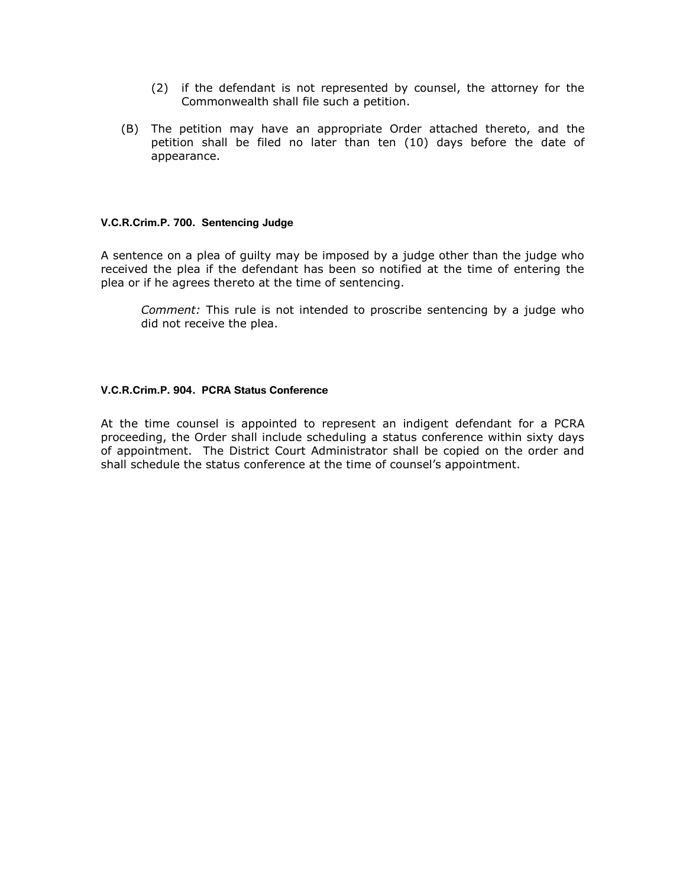(2) if the defendant is not represented by counsel, the attorney for the Commonwealth shall file such a petition.

(B) The petition may have an appropriate Order attached thereto, and the petition shall be filed no later than ten (10) days before the date of appearance.

#### V.C.R.Crim.P. 700. Sentencing Judge

A sentence on a plea of guilty may be imposed by a judge other than the judge who received the plea if the defendant has been so notified at the time of entering the plea or if he agrees thereto at the time of sentencing.

> *Comment:* This rule is not intended to proscribe sentencing by a judge who did not receive the plea.

#### V.C.R.Crim.P. 904. PCRA Status Conference

At the time counsel is appointed to represent an indigent defendant for a PCRA proceeding, the Order shall include scheduling a status conference within sixty days of appointment. The District Court Administrator shall be copied on the order and shall schedule the status conference at the time of counsel's appointment.